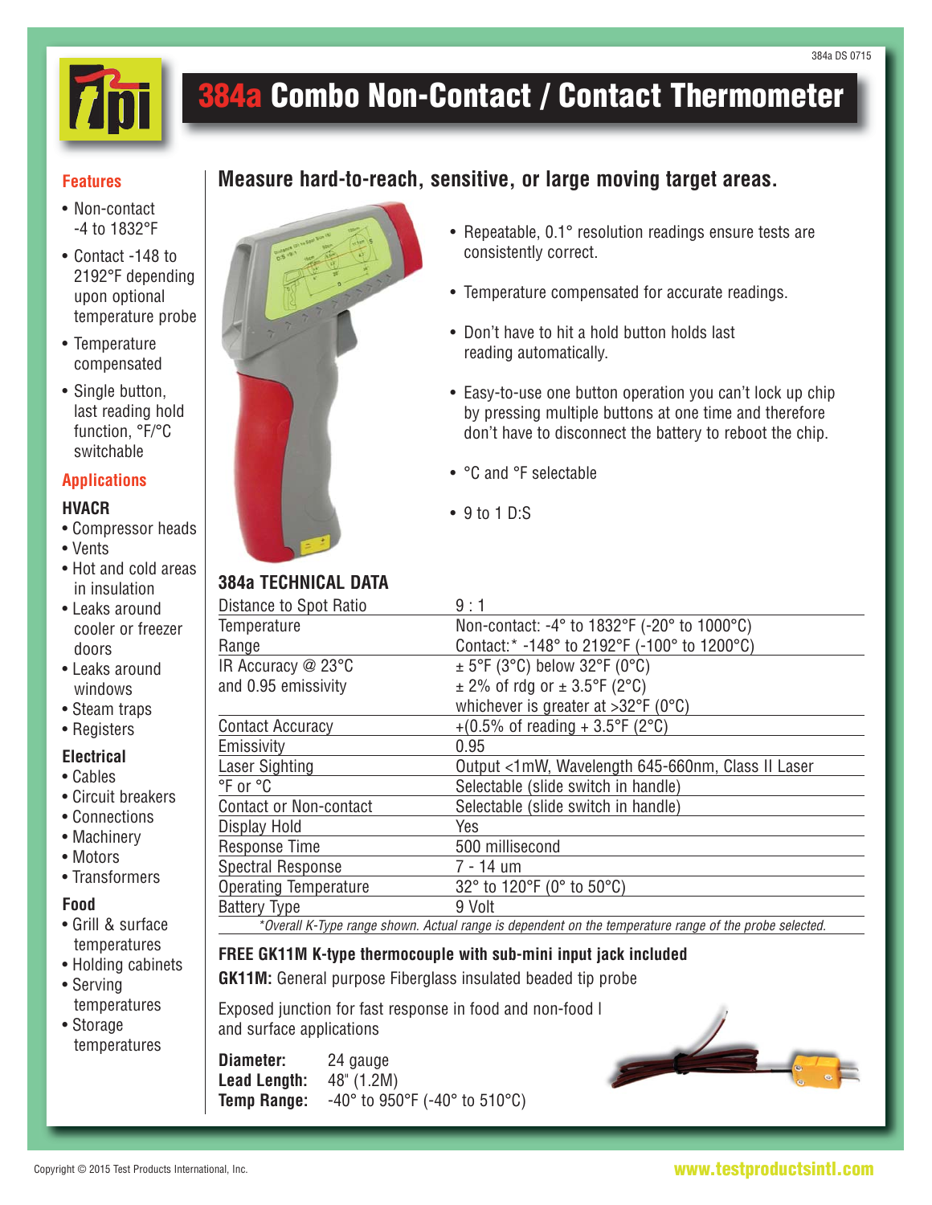# 384a Combo Non-Contact / Contact Thermometer

## Features

- Non-contact -4 to 1832°F
- Contact -148 to 2192°F depending upon optional temperature probe
- Temperature compensated
- Single button, last reading hold function, °F/°C switchable

## Applications

### HVACR

- Compressor heads
- Vents
- Hot and cold areas in insulation
- Leaks around cooler or freezer doors
- Leaks around windows
- Steam traps
- Registers

### Electrical

- Cables
- Circuit breakers
- Connections
- Machinery
- Motors
- Transformers

### Food

- Grill & surface temperatures
- Holding cabinets
- Serving temperatures
- Storage temperatures

## Measure hard-to-reach, sensitive, or large moving target areas.

- Repeatable, 0.1° resolution readings ensure tests are consistently correct.
- Temperature compensated for accurate readings.
- Don't have to hit a hold button holds last reading automatically.
- Easy-to-use one button operation you can't lock up chip by pressing multiple buttons at one time and therefore don't have to disconnect the battery to reboot the chip.
- °C and °F selectable
- 9 to 1 D:S

## 384a TECHNICAL DATA

| | |
|---|---|
| Distance to Spot Ratio | 9 : 1 |
| Temperature Range | Non-contact: -4° to 1832°F (-20° to 1000°C)<br>Contact:* -148° to 2192°F (-100° to 1200°C) |
| IR Accuracy @ 23°C and 0.95 emissivity | ± 5°F (3°C) below 32°F (0°C)<br>± 2% of rdg or ± 3.5°F (2°C) whichever is greater at >32°F (0°C) |
| Contact Accuracy | +(0.5% of reading + 3.5°F (2°C) |
| Emissivity | 0.95 |
| Laser Sighting | Output <1mW, Wavelength 645-660nm, Class II Laser |
| °F or °C | Selectable (slide switch in handle) |
| Contact or Non-contact | Selectable (slide switch in handle) |
| Display Hold | Yes |
| Response Time | 500 millisecond |
| Spectral Response | 7 - 14 um |
| Operating Temperature | 32° to 120°F (0° to 50°C) |
| Battery Type | 9 Volt |

*\*Overall K-Type range shown. Actual range is dependent on the temperature range of the probe selected.*

**FREE GK11M K-type thermocouple with sub-mini input jack included**

**GK11M:** General purpose Fiberglass insulated beaded tip probe

Exposed junction for fast response in food and non-food l and surface applications

**Diameter:** 24 gauge
**Lead Length:** 48" (1.2M)
**Temp Range:** -40° to 950°F (-40° to 510°C)

Copyright © 2015 Test Products International, Inc.

www.testproductsintl.com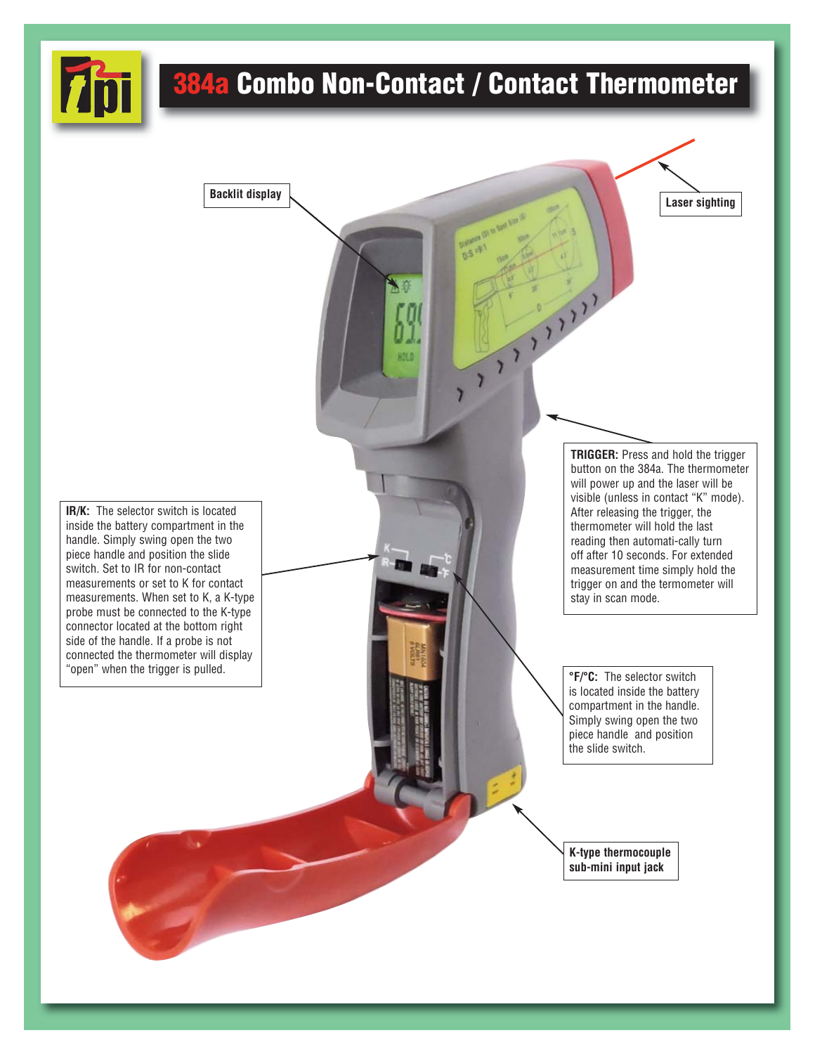# 384a Combo Non-Contact / Contact Thermometer

**Backlit display**

**Laser sighting**

**TRIGGER:** Press and hold the trigger button on the 384a. The thermometer will power up and the laser will be visible (unless in contact "K" mode). After releasing the trigger, the thermometer will hold the last reading then automati-cally turn off after 10 seconds. For extended measurement time simply hold the trigger on and the termometer will stay in scan mode.

**IR/K:** The selector switch is located inside the battery compartment in the handle. Simply swing open the two piece handle and position the slide switch. Set to IR for non-contact measurements or set to K for contact measurements. When set to K, a K-type probe must be connected to the K-type connector located at the bottom right side of the handle. If a probe is not connected the thermometer will display "open" when the trigger is pulled.

**°F/°C:** The selector switch is located inside the battery compartment in the handle. Simply swing open the two piece handle and position the slide switch.

**K-type thermocouple sub-mini input jack**